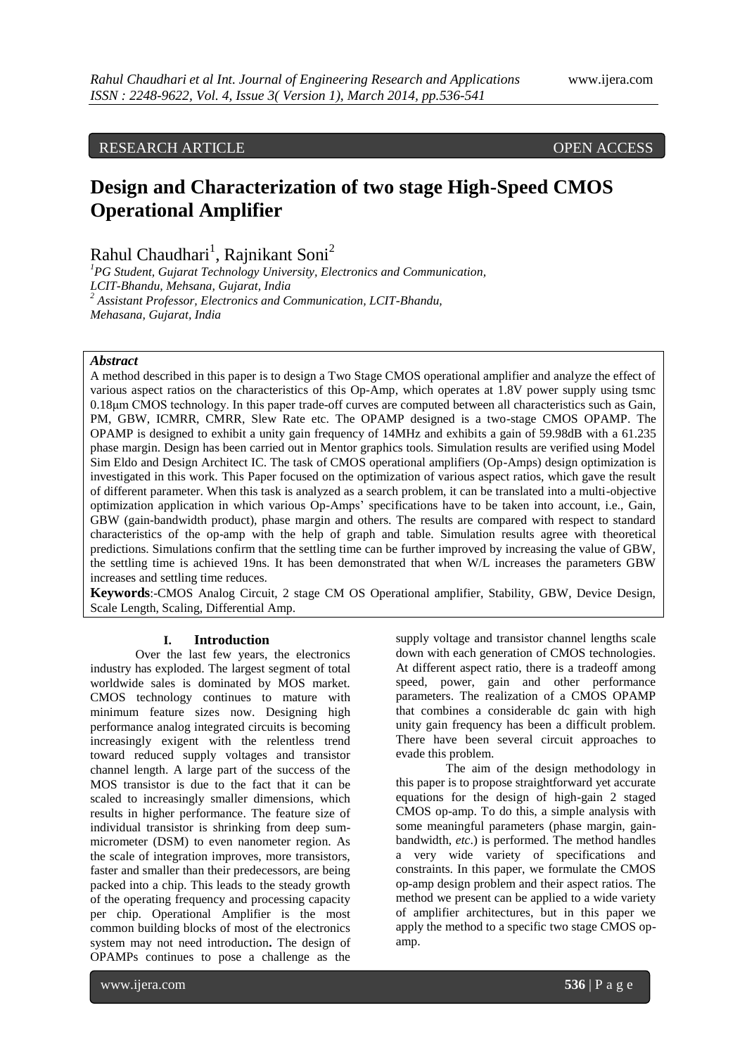RESEARCH ARTICLE OPEN ACCESS

# Design and Characterization of two stage High-Speed CMOS Operational Amplifier

Rahul Chaudhari[1], Rajnikant Soni[2]

[1] *PG Student, Gujarat Technology University, Electronics and Communication, LCIT-Bhandu, Mehsana, Gujarat, India*
[2] *Assistant Professor, Electronics and Communication, LCIT-Bhandu, Mehasana, Gujarat, India*

***Abstract***

A method described in this paper is to design a Two Stage CMOS operational amplifier and analyze the effect of various aspect ratios on the characteristics of this Op-Amp, which operates at 1.8V power supply using tsmc 0.18μm CMOS technology. In this paper trade-off curves are computed between all characteristics such as Gain, PM, GBW, ICMRR, CMRR, Slew Rate etc. The OPAMP designed is a two-stage CMOS OPAMP. The OPAMP is designed to exhibit a unity gain frequency of 14MHz and exhibits a gain of 59.98dB with a 61.235 phase margin. Design has been carried out in Mentor graphics tools. Simulation results are verified using Model Sim Eldo and Design Architect IC. The task of CMOS operational amplifiers (Op-Amps) design optimization is investigated in this work. This Paper focused on the optimization of various aspect ratios, which gave the result of different parameter. When this task is analyzed as a search problem, it can be translated into a multi-objective optimization application in which various Op-Amps' specifications have to be taken into account, i.e., Gain, GBW (gain-bandwidth product), phase margin and others. The results are compared with respect to standard characteristics of the op-amp with the help of graph and table. Simulation results agree with theoretical predictions. Simulations confirm that the settling time can be further improved by increasing the value of GBW, the settling time is achieved 19ns. It has been demonstrated that when W/L increases the parameters GBW increases and settling time reduces.

**Keywords**:-CMOS Analog Circuit, 2 stage CM OS Operational amplifier, Stability, GBW, Device Design, Scale Length, Scaling, Differential Amp.

## I. Introduction

Over the last few years, the electronics industry has exploded. The largest segment of total worldwide sales is dominated by MOS market. CMOS technology continues to mature with minimum feature sizes now. Designing high performance analog integrated circuits is becoming increasingly exigent with the relentless trend toward reduced supply voltages and transistor channel length. A large part of the success of the MOS transistor is due to the fact that it can be scaled to increasingly smaller dimensions, which results in higher performance. The feature size of individual transistor is shrinking from deep sum-micrometer (DSM) to even nanometer region. As the scale of integration improves, more transistors, faster and smaller than their predecessors, are being packed into a chip. This leads to the steady growth of the operating frequency and processing capacity per chip. Operational Amplifier is the most common building blocks of most of the electronics system may not need introduction**.** The design of OPAMPs continues to pose a challenge as the supply voltage and transistor channel lengths scale down with each generation of CMOS technologies. At different aspect ratio, there is a tradeoff among speed, power, gain and other performance parameters. The realization of a CMOS OPAMP that combines a considerable dc gain with high unity gain frequency has been a difficult problem. There have been several circuit approaches to evade this problem.

The aim of the design methodology in this paper is to propose straightforward yet accurate equations for the design of high-gain 2 staged CMOS op-amp. To do this, a simple analysis with some meaningful parameters (phase margin, gain-bandwidth, *etc*.) is performed. The method handles a very wide variety of specifications and constraints. In this paper, we formulate the CMOS op-amp design problem and their aspect ratios. The method we present can be applied to a wide variety of amplifier architectures, but in this paper we apply the method to a specific two stage CMOS op-amp.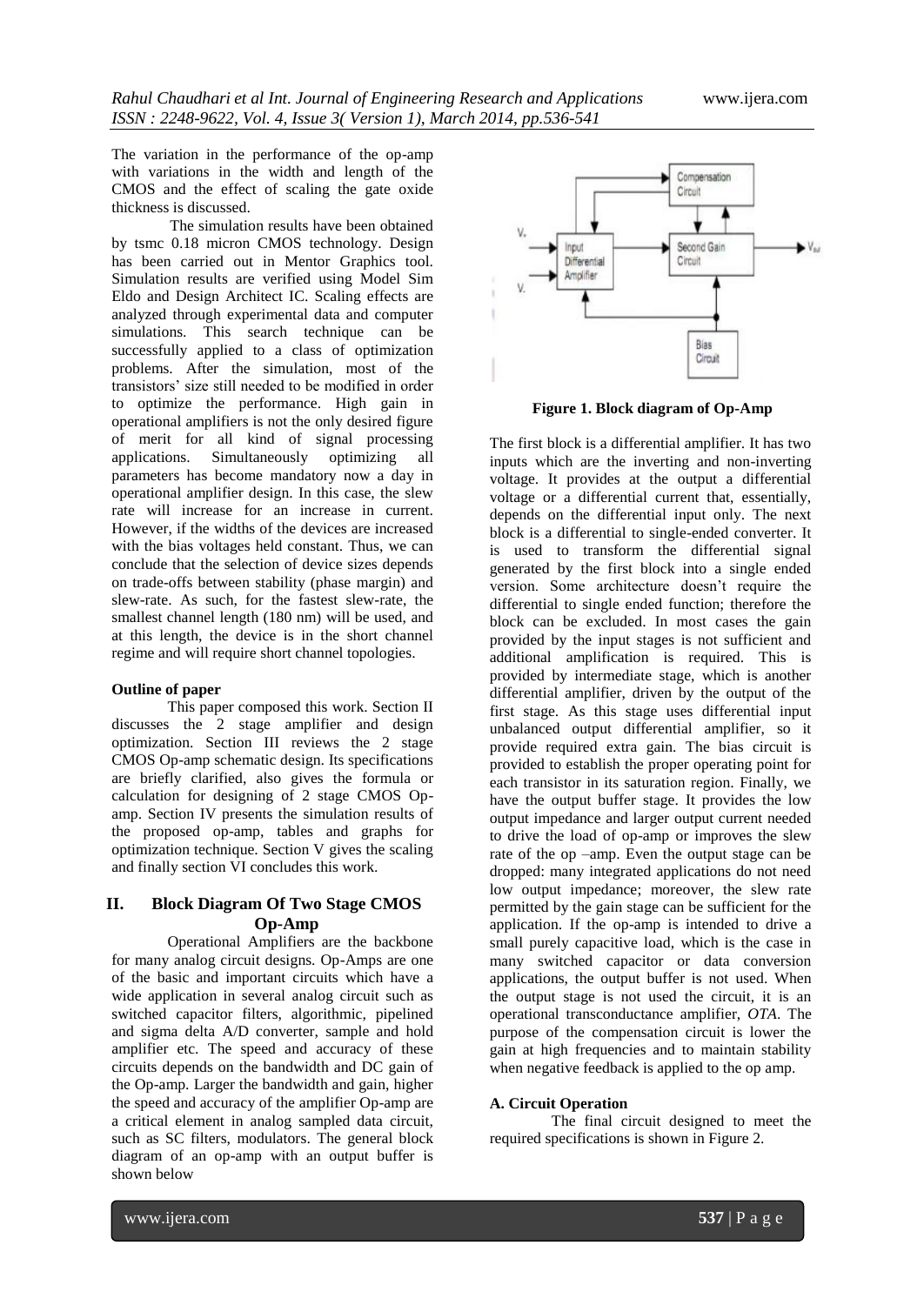The variation in the performance of the op-amp with variations in the width and length of the CMOS and the effect of scaling the gate oxide thickness is discussed.

The simulation results have been obtained by tsmc 0.18 micron CMOS technology. Design has been carried out in Mentor Graphics tool. Simulation results are verified using Model Sim Eldo and Design Architect IC. Scaling effects are analyzed through experimental data and computer simulations. This search technique can be successfully applied to a class of optimization problems. After the simulation, most of the transistors' size still needed to be modified in order to optimize the performance. High gain in operational amplifiers is not the only desired figure of merit for all kind of signal processing applications. Simultaneously optimizing all parameters has become mandatory now a day in operational amplifier design. In this case, the slew rate will increase for an increase in current. However, if the widths of the devices are increased with the bias voltages held constant. Thus, we can conclude that the selection of device sizes depends on trade-offs between stability (phase margin) and slew-rate. As such, for the fastest slew-rate, the smallest channel length (180 nm) will be used, and at this length, the device is in the short channel regime and will require short channel topologies.

**Outline of paper**

This paper composed this work. Section II discusses the 2 stage amplifier and design optimization. Section III reviews the 2 stage CMOS Op-amp schematic design. Its specifications are briefly clarified, also gives the formula or calculation for designing of 2 stage CMOS Op-amp. Section IV presents the simulation results of the proposed op-amp, tables and graphs for optimization technique. Section V gives the scaling and finally section VI concludes this work.

## II. Block Diagram Of Two Stage CMOS Op-Amp

Operational Amplifiers are the backbone for many analog circuit designs. Op-Amps are one of the basic and important circuits which have a wide application in several analog circuit such as switched capacitor filters, algorithmic, pipelined and sigma delta A/D converter, sample and hold amplifier etc. The speed and accuracy of these circuits depends on the bandwidth and DC gain of the Op-amp. Larger the bandwidth and gain, higher the speed and accuracy of the amplifier Op-amp are a critical element in analog sampled data circuit, such as SC filters, modulators. The general block diagram of an op-amp with an output buffer is shown below

**Figure 1. Block diagram of Op-Amp**

The first block is a differential amplifier. It has two inputs which are the inverting and non-inverting voltage. It provides at the output a differential voltage or a differential current that, essentially, depends on the differential input only. The next block is a differential to single-ended converter. It is used to transform the differential signal generated by the first block into a single ended version. Some architecture doesn't require the differential to single ended function; therefore the block can be excluded. In most cases the gain provided by the input stages is not sufficient and additional amplification is required. This is provided by intermediate stage, which is another differential amplifier, driven by the output of the first stage. As this stage uses differential input unbalanced output differential amplifier, so it provide required extra gain. The bias circuit is provided to establish the proper operating point for each transistor in its saturation region. Finally, we have the output buffer stage. It provides the low output impedance and larger output current needed to drive the load of op-amp or improves the slew rate of the op –amp. Even the output stage can be dropped: many integrated applications do not need low output impedance; moreover, the slew rate permitted by the gain stage can be sufficient for the application. If the op-amp is intended to drive a small purely capacitive load, which is the case in many switched capacitor or data conversion applications, the output buffer is not used. When the output stage is not used the circuit, it is an operational transconductance amplifier, *OTA*. The purpose of the compensation circuit is lower the gain at high frequencies and to maintain stability when negative feedback is applied to the op amp.

**A. Circuit Operation**

The final circuit designed to meet the required specifications is shown in Figure 2.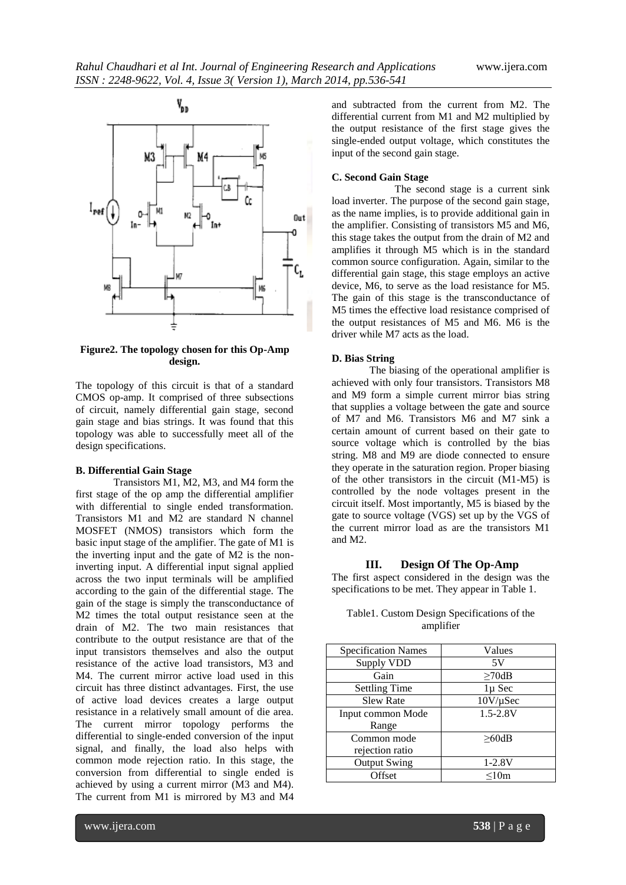Figure2. The topology chosen for this Op-Amp design.

The topology of this circuit is that of a standard CMOS op-amp. It comprised of three subsections of circuit, namely differential gain stage, second gain stage and bias strings. It was found that this topology was able to successfully meet all of the design specifications.

**B. Differential Gain Stage**

Transistors M1, M2, M3, and M4 form the first stage of the op amp the differential amplifier with differential to single ended transformation. Transistors M1 and M2 are standard N channel MOSFET (NMOS) transistors which form the basic input stage of the amplifier. The gate of M1 is the inverting input and the gate of M2 is the non-inverting input. A differential input signal applied across the two input terminals will be amplified according to the gain of the differential stage. The gain of the stage is simply the transconductance of M2 times the total output resistance seen at the drain of M2. The two main resistances that contribute to the output resistance are that of the input transistors themselves and also the output resistance of the active load transistors, M3 and M4. The current mirror active load used in this circuit has three distinct advantages. First, the use of active load devices creates a large output resistance in a relatively small amount of die area. The current mirror topology performs the differential to single-ended conversion of the input signal, and finally, the load also helps with common mode rejection ratio. In this stage, the conversion from differential to single ended is achieved by using a current mirror (M3 and M4). The current from M1 is mirrored by M3 and M4 and subtracted from the current from M2. The differential current from M1 and M2 multiplied by the output resistance of the first stage gives the single-ended output voltage, which constitutes the input of the second gain stage.

**C. Second Gain Stage**

The second stage is a current sink load inverter. The purpose of the second gain stage, as the name implies, is to provide additional gain in the amplifier. Consisting of transistors M5 and M6, this stage takes the output from the drain of M2 and amplifies it through M5 which is in the standard common source configuration. Again, similar to the differential gain stage, this stage employs an active device, M6, to serve as the load resistance for M5. The gain of this stage is the transconductance of M5 times the effective load resistance comprised of the output resistances of M5 and M6. M6 is the driver while M7 acts as the load.

**D. Bias String**

The biasing of the operational amplifier is achieved with only four transistors. Transistors M8 and M9 form a simple current mirror bias string that supplies a voltage between the gate and source of M7 and M6. Transistors M6 and M7 sink a certain amount of current based on their gate to source voltage which is controlled by the bias string. M8 and M9 are diode connected to ensure they operate in the saturation region. Proper biasing of the other transistors in the circuit (M1-M5) is controlled by the node voltages present in the circuit itself. Most importantly, M5 is biased by the gate to source voltage (VGS) set up by the VGS of the current mirror load as are the transistors M1 and M2.

## III. Design Of The Op-Amp

The first aspect considered in the design was the specifications to be met. They appear in Table 1.

Table1. Custom Design Specifications of the amplifier

| Specification Names | Values |
|---|---|
| Supply VDD | 5V |
| Gain | ≥70dB |
| Settling Time | 1μ Sec |
| Slew Rate | 10V/μSec |
| Input common Mode Range | 1.5-2.8V |
| Common mode rejection ratio | ≥60dB |
| Output Swing | 1-2.8V |
| Offset | ≤10m |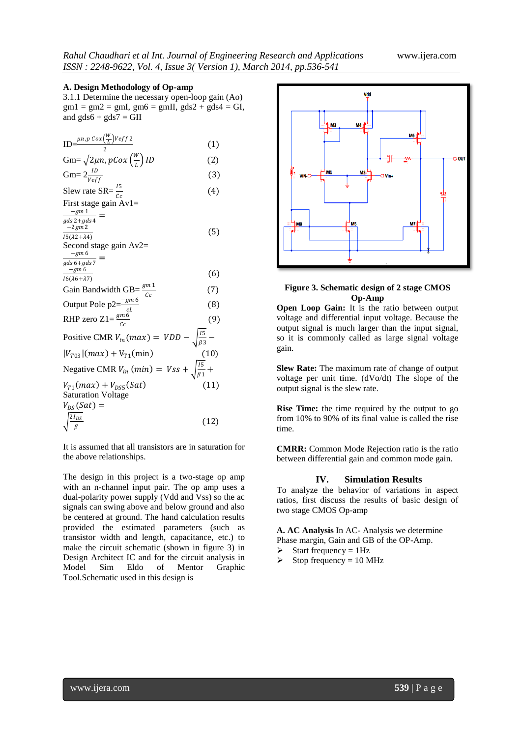**A. Design Methodology of Op-amp**

3.1.1 Determine the necessary open-loop gain (Ao)
gm1 = gm2 = gmI, gm6 = gmII, gds2 + gds4 = GI, and gds6 + gds7 = GII

$$ID=\frac{\mu n,p\, Cox\left(\frac{W}{L}\right)Veff\,2}{2} \quad (1)$$

$$Gm=\sqrt{2\mu n,pCox\left(\frac{W}{L}\right)ID} \quad (2)$$

$$Gm=2\frac{ID}{Veff} \quad (3)$$

$$\text{Slew rate SR}=\frac{I5}{Cc} \quad (4)$$

$$\text{First stage gain Av1}=\frac{-gm\,1}{gds\,2+gds\,4}=\frac{-2gm\,2}{I5(\lambda 2+\lambda 4)} \quad (5)$$

$$\text{Second stage gain Av2}=\frac{-gm\,6}{gds\,6+gds\,7}=\frac{-gm\,6}{I6(\lambda 6+\lambda 7)} \quad (6)$$

$$\text{Gain Bandwidth GB}=\frac{gm\,1}{Cc} \quad (7)$$

$$\text{Output Pole p2}=\frac{-gm\,6}{cL} \quad (8)$$

$$\text{RHP zero Z1}=\frac{gm\,6}{Cc} \quad (9)$$

$$\text{Positive CMR } V_{in}(max) = VDD - \sqrt{\frac{I5}{\beta 3}} - |V_{T03}|(max) + V_{T1}(\min) \quad (10)$$

$$\text{Negative CMR } V_{in}(min) = Vss + \sqrt{\frac{I5}{\beta 1}} + V_{T1}(max) + V_{DS5}(Sat) \quad (11)$$

Saturation Voltage

$$V_{DS}(Sat) = \sqrt{\frac{2I_{DS}}{\beta}} \quad (12)$$

It is assumed that all transistors are in saturation for the above relationships.

The design in this project is a two-stage op amp with an n-channel input pair. The op amp uses a dual-polarity power supply (Vdd and Vss) so the ac signals can swing above and below ground and also be centered at ground. The hand calculation results provided the estimated parameters (such as transistor width and length, capacitance, etc.) to make the circuit schematic (shown in figure 3) in Design Architect IC and for the circuit analysis in Model Sim Eldo of Mentor Graphic Tool.Schematic used in this design is

**Figure 3. Schematic design of 2 stage CMOS Op-Amp**

**Open Loop Gain:** It is the ratio between output voltage and differential input voltage. Because the output signal is much larger than the input signal, so it is commonly called as large signal voltage gain.

**Slew Rate:** The maximum rate of change of output voltage per unit time. (dVo/dt) The slope of the output signal is the slew rate.

**Rise Time:** the time required by the output to go from 10% to 90% of its final value is called the rise time.

**CMRR:** Common Mode Rejection ratio is the ratio between differential gain and common mode gain.

## IV. Simulation Results

To analyze the behavior of variations in aspect ratios, first discuss the results of basic design of two stage CMOS Op-amp

**A. AC Analysis** In AC- Analysis we determine Phase margin, Gain and GB of the OP-Amp.

- Start frequency = 1Hz
- Stop frequency = 10 MHz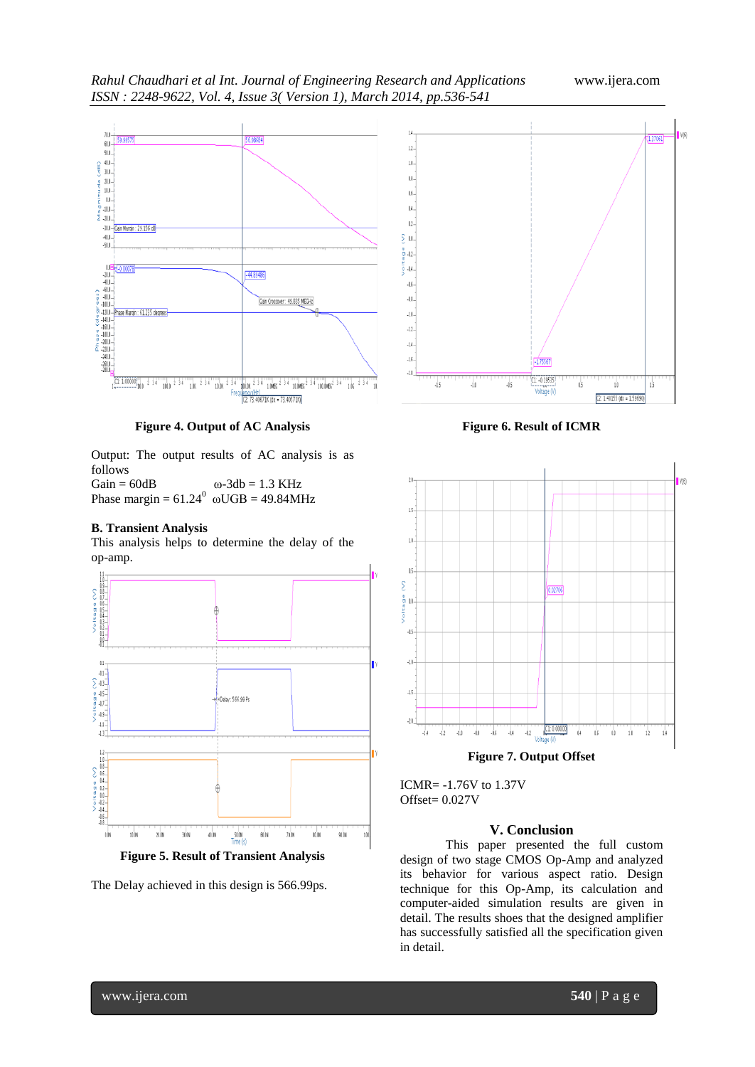Figure 4. Output of AC Analysis

Output: The output results of AC analysis is as follows

Gain = 60dB $\qquad$ ω-3db = 1.3 KHz

Phase margin = $61.24^0$ $\quad$ ωUGB = 49.84MHz

### B. Transient Analysis

This analysis helps to determine the delay of the op-amp.

Figure 5. Result of Transient Analysis

The Delay achieved in this design is 566.99ps.

Figure 6. Result of ICMR

Figure 7. Output Offset

ICMR= -1.76V to 1.37V

Offset= 0.027V

## V. Conclusion

This paper presented the full custom design of two stage CMOS Op-Amp and analyzed its behavior for various aspect ratio. Design technique for this Op-Amp, its calculation and computer-aided simulation results are given in detail. The results shoes that the designed amplifier has successfully satisfied all the specification given in detail.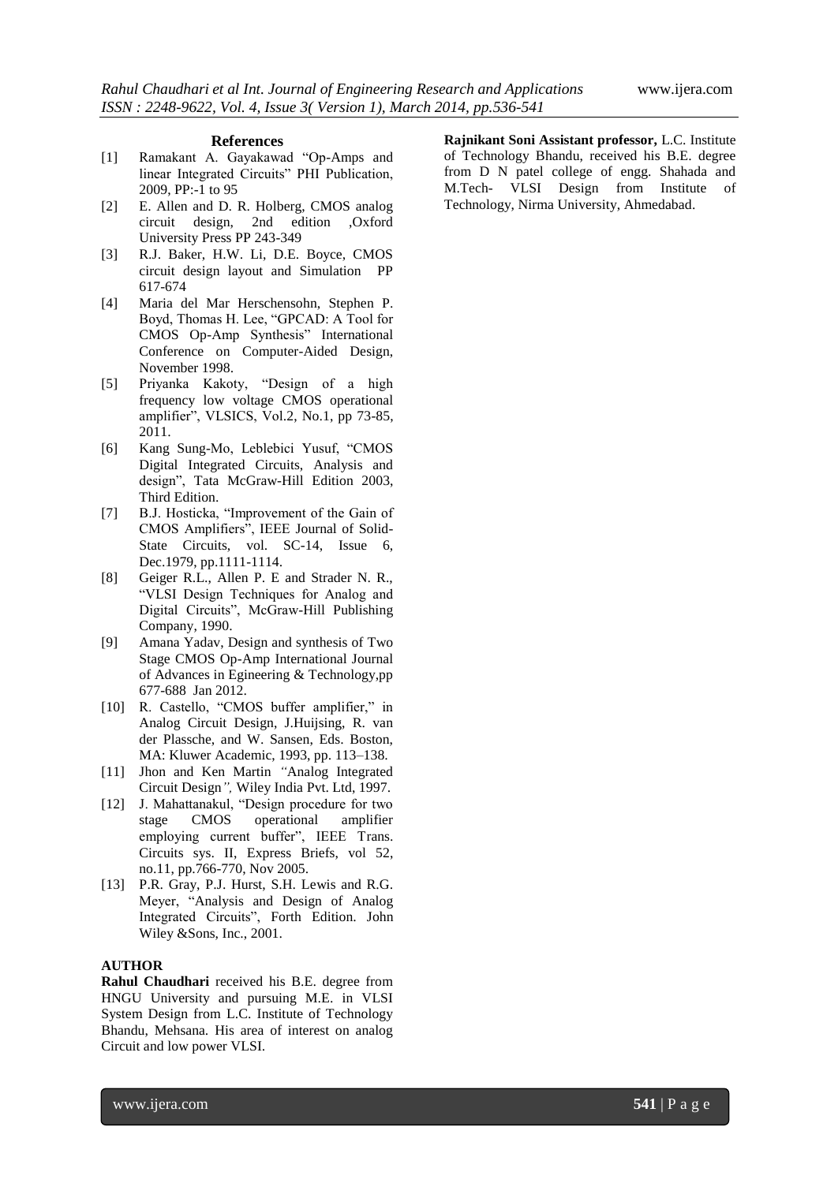## References

- [1] Ramakant A. Gayakawad "Op-Amps and linear Integrated Circuits" PHI Publication, 2009, PP:-1 to 95
- [2] E. Allen and D. R. Holberg, CMOS analog circuit design, 2nd edition ,Oxford University Press PP 243-349
- [3] R.J. Baker, H.W. Li, D.E. Boyce, CMOS circuit design layout and Simulation PP 617-674
- [4] Maria del Mar Herschensohn, Stephen P. Boyd, Thomas H. Lee, "GPCAD: A Tool for CMOS Op-Amp Synthesis" International Conference on Computer-Aided Design, November 1998.
- [5] Priyanka Kakoty, "Design of a high frequency low voltage CMOS operational amplifier", VLSICS, Vol.2, No.1, pp 73-85, 2011.
- [6] Kang Sung-Mo, Leblebici Yusuf, "CMOS Digital Integrated Circuits, Analysis and design", Tata McGraw-Hill Edition 2003, Third Edition.
- [7] B.J. Hosticka, "Improvement of the Gain of CMOS Amplifiers", IEEE Journal of Solid-State Circuits, vol. SC-14, Issue 6, Dec.1979, pp.1111-1114.
- [8] Geiger R.L., Allen P. E and Strader N. R., "VLSI Design Techniques for Analog and Digital Circuits", McGraw-Hill Publishing Company, 1990.
- [9] Amana Yadav, Design and synthesis of Two Stage CMOS Op-Amp International Journal of Advances in Egineering & Technology,pp 677-688 Jan 2012.
- [10] R. Castello, "CMOS buffer amplifier," in Analog Circuit Design, J.Huijsing, R. van der Plassche, and W. Sansen, Eds. Boston, MA: Kluwer Academic, 1993, pp. 113–138.
- [11] Jhon and Ken Martin *"*Analog Integrated Circuit Design*",* Wiley India Pvt. Ltd, 1997.
- [12] J. Mahattanakul, "Design procedure for two stage CMOS operational amplifier employing current buffer", IEEE Trans. Circuits sys. II, Express Briefs, vol 52, no.11, pp.766-770, Nov 2005.
- [13] P.R. Gray, P.J. Hurst, S.H. Lewis and R.G. Meyer, "Analysis and Design of Analog Integrated Circuits", Forth Edition. John Wiley &Sons, Inc., 2001.

## AUTHOR

**Rahul Chaudhari** received his B.E. degree from HNGU University and pursuing M.E. in VLSI System Design from L.C. Institute of Technology Bhandu, Mehsana. His area of interest on analog Circuit and low power VLSI.

**Rajnikant Soni Assistant professor,** L.C. Institute of Technology Bhandu, received his B.E. degree from D N patel college of engg. Shahada and M.Tech- VLSI Design from Institute of Technology, Nirma University, Ahmedabad.